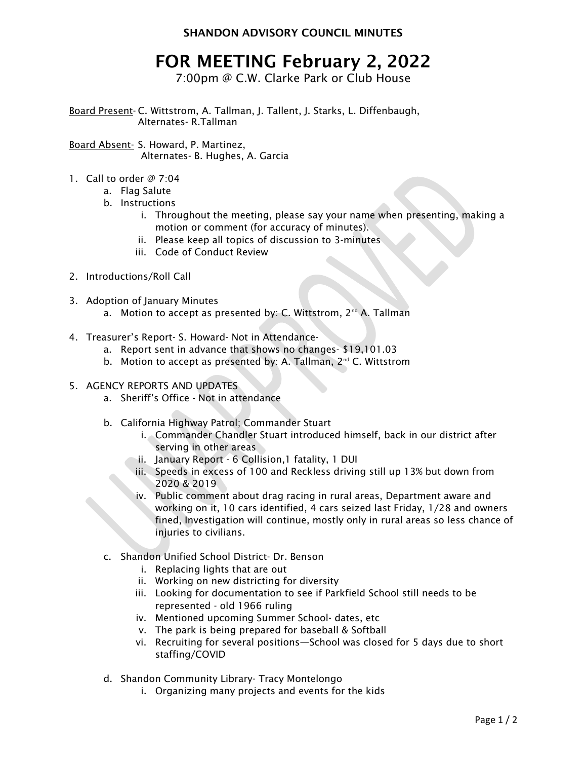SHANDON ADVISORY COUNCIL MINUTES

# FOR MEETING February 2, 2022

7:00pm @ C.W. Clarke Park or Club House

Board Present- C. Wittstrom, A. Tallman, J. Tallent, J. Starks, L. Diffenbaugh,
Alternates- R.Tallman

Board Absent- S. Howard, P. Martinez,
Alternates- B. Hughes, A. Garcia

1. Call to order @ 7:04
   a. Flag Salute
   b. Instructions
      i. Throughout the meeting, please say your name when presenting, making a motion or comment (for accuracy of minutes).
      ii. Please keep all topics of discussion to 3-minutes
      iii. Code of Conduct Review

2. Introductions/Roll Call

3. Adoption of January Minutes
   a. Motion to accept as presented by: C. Wittstrom, 2nd A. Tallman

4. Treasurer's Report- S. Howard- Not in Attendance-
   a. Report sent in advance that shows no changes- $19,101.03
   b. Motion to accept as presented by: A. Tallman, 2nd C. Wittstrom

5. AGENCY REPORTS AND UPDATES
   a. Sheriff's Office - Not in attendance

   b. California Highway Patrol; Commander Stuart
      i. Commander Chandler Stuart introduced himself, back in our district after serving in other areas
      ii. January Report - 6 Collision,1 fatality, 1 DUI
      iii. Speeds in excess of 100 and Reckless driving still up 13% but down from 2020 & 2019
      iv. Public comment about drag racing in rural areas, Department aware and working on it, 10 cars identified, 4 cars seized last Friday, 1/28 and owners fined, Investigation will continue, mostly only in rural areas so less chance of injuries to civilians.

   c. Shandon Unified School District- Dr. Benson
      i. Replacing lights that are out
      ii. Working on new districting for diversity
      iii. Looking for documentation to see if Parkfield School still needs to be represented - old 1966 ruling
      iv. Mentioned upcoming Summer School- dates, etc
      v. The park is being prepared for baseball & Softball
      vi. Recruiting for several positions—School was closed for 5 days due to short staffing/COVID

   d. Shandon Community Library- Tracy Montelongo
      i. Organizing many projects and events for the kids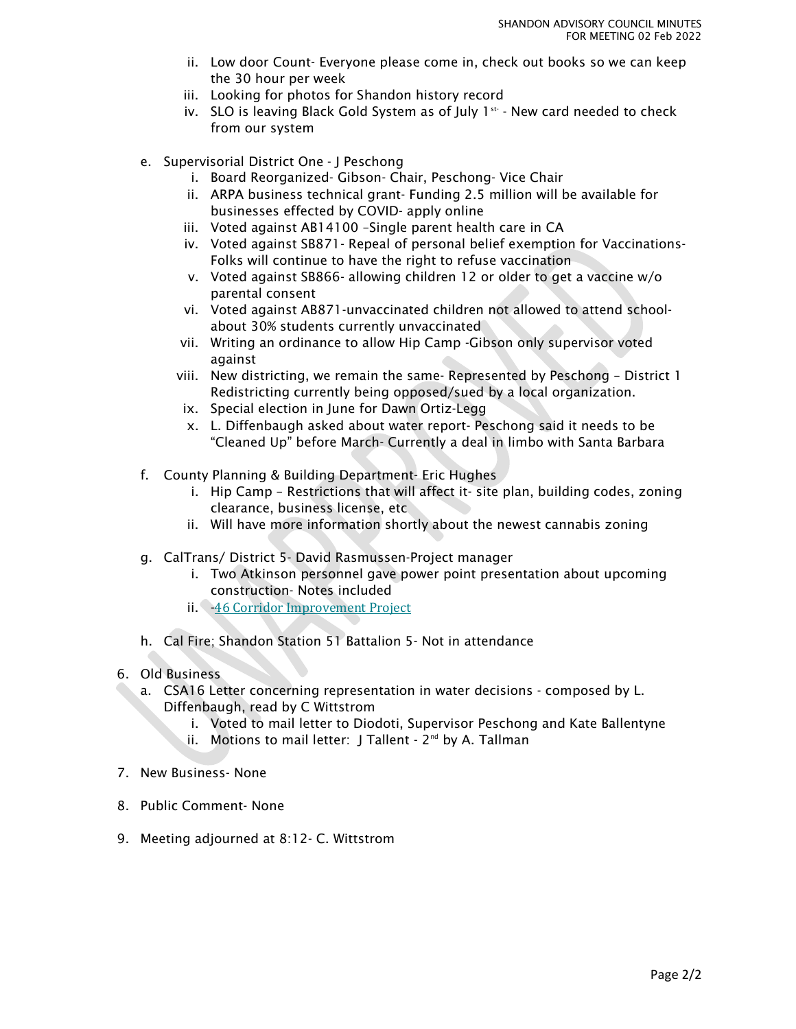ii. Low door Count- Everyone please come in, check out books so we can keep the 30 hour per week
   iii. Looking for photos for Shandon history record
   iv. SLO is leaving Black Gold System as of July 1st - New card needed to check from our system

e. Supervisorial District One - J Peschong
   i. Board Reorganized- Gibson- Chair, Peschong- Vice Chair
   ii. ARPA business technical grant- Funding 2.5 million will be available for businesses effected by COVID- apply online
   iii. Voted against AB14100 –Single parent health care in CA
   iv. Voted against SB871- Repeal of personal belief exemption for Vaccinations- Folks will continue to have the right to refuse vaccination
   v. Voted against SB866- allowing children 12 or older to get a vaccine w/o parental consent
   vi. Voted against AB871-unvaccinated children not allowed to attend school- about 30% students currently unvaccinated
   vii. Writing an ordinance to allow Hip Camp -Gibson only supervisor voted against
   viii. New districting, we remain the same- Represented by Peschong – District 1 Redistricting currently being opposed/sued by a local organization.
   ix. Special election in June for Dawn Ortiz-Legg
   x. L. Diffenbaugh asked about water report- Peschong said it needs to be "Cleaned Up" before March- Currently a deal in limbo with Santa Barbara

f. County Planning & Building Department- Eric Hughes
   i. Hip Camp – Restrictions that will affect it- site plan, building codes, zoning clearance, business license, etc
   ii. Will have more information shortly about the newest cannabis zoning

g. CalTrans/ District 5- David Rasmussen-Project manager
   i. Two Atkinson personnel gave power point presentation about upcoming construction- Notes included
   ii. -46 Corridor Improvement Project

h. Cal Fire; Shandon Station 51 Battalion 5- Not in attendance

6. Old Business
   a. CSA16 Letter concerning representation in water decisions - composed by L. Diffenbaugh, read by C Wittstrom
      i. Voted to mail letter to Diodoti, Supervisor Peschong and Kate Ballentyne
      ii. Motions to mail letter: J Tallent - 2nd by A. Tallman

7. New Business- None

8. Public Comment- None

9. Meeting adjourned at 8:12- C. Wittstrom